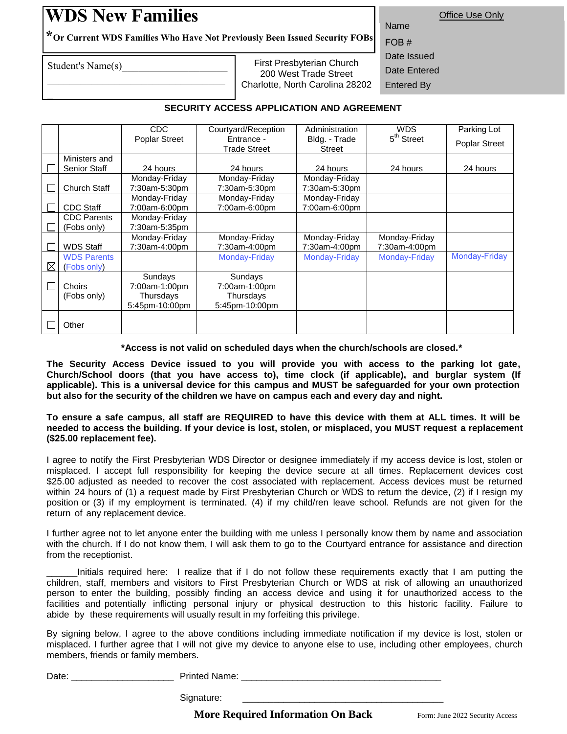# WDS New Families

**\*Or Current WDS Families Who Have Not Previously Been Issued Security FOBs**

Office Use Only

Name

FOB #

Date Issued

Date Entered

Entered By

Student's Name(s)____________________

____________________________________

_

First Presbyterian Church
200 West Trade Street
Charlotte, North Carolina 28202

## SECURITY ACCESS APPLICATION AND AGREEMENT

| | | CDC Poplar Street | Courtyard/Reception Entrance - Trade Street | Administration Bldg. - Trade Street | WDS 5th Street | Parking Lot Poplar Street |
|---|---|---|---|---|---|---|
| ☐ | Ministers and Senior Staff | 24 hours | 24 hours | 24 hours | 24 hours | 24 hours |
| ☐ | Church Staff | Monday-Friday 7:30am-5:30pm | Monday-Friday 7:30am-5:30pm | Monday-Friday 7:30am-5:30pm | | |
| ☐ | CDC Staff | Monday-Friday 7:00am-6:00pm | Monday-Friday 7:00am-6:00pm | Monday-Friday 7:00am-6:00pm | | |
| ☐ | CDC Parents (Fobs only) | Monday-Friday 7:30am-5:35pm | | | | |
| ☐ | WDS Staff | Monday-Friday 7:30am-4:00pm | Monday-Friday 7:30am-4:00pm | Monday-Friday 7:30am-4:00pm | Monday-Friday 7:30am-4:00pm | |
| ☒ | WDS Parents (Fobs only) | | Monday-Friday | Monday-Friday | Monday-Friday | Monday-Friday |
| ☐ | Choirs (Fobs only) | Sundays 7:00am-1:00pm Thursdays 5:45pm-10:00pm | Sundays 7:00am-1:00pm Thursdays 5:45pm-10:00pm | | | |
| ☐ | Other | | | | | |

**\*Access is not valid on scheduled days when the church/schools are closed.\***

**The Security Access Device issued to you will provide you with access to the parking lot gate, Church/School doors (that you have access to), time clock (if applicable), and burglar system (If applicable). This is a universal device for this campus and MUST be safeguarded for your own protection but also for the security of the children we have on campus each and every day and night.**

**To ensure a safe campus, all staff are REQUIRED to have this device with them at ALL times. It will be needed to access the building. If your device is lost, stolen, or misplaced, you MUST request a replacement ($25.00 replacement fee).**

I agree to notify the First Presbyterian WDS Director or designee immediately if my access device is lost, stolen or misplaced. I accept full responsibility for keeping the device secure at all times. Replacement devices cost $25.00 adjusted as needed to recover the cost associated with replacement. Access devices must be returned within 24 hours of (1) a request made by First Presbyterian Church or WDS to return the device, (2) if I resign my position or (3) if my employment is terminated. (4) if my child/ren leave school. Refunds are not given for the return of any replacement device.

I further agree not to let anyone enter the building with me unless I personally know them by name and association with the church. If I do not know them, I will ask them to go to the Courtyard entrance for assistance and direction from the receptionist.

______Initials required here: I realize that if I do not follow these requirements exactly that I am putting the children, staff, members and visitors to First Presbyterian Church or WDS at risk of allowing an unauthorized person to enter the building, possibly finding an access device and using it for unauthorized access to the facilities and potentially inflicting personal injury or physical destruction to this historic facility. Failure to abide by these requirements will usually result in my forfeiting this privilege.

By signing below, I agree to the above conditions including immediate notification if my device is lost, stolen or misplaced. I further agree that I will not give my device to anyone else to use, including other employees, church members, friends or family members.

Date: ___________________ Printed Name: ______________________________________

Signature: ______________________________________

**More Required Information On Back**

Form: June 2022 Security Access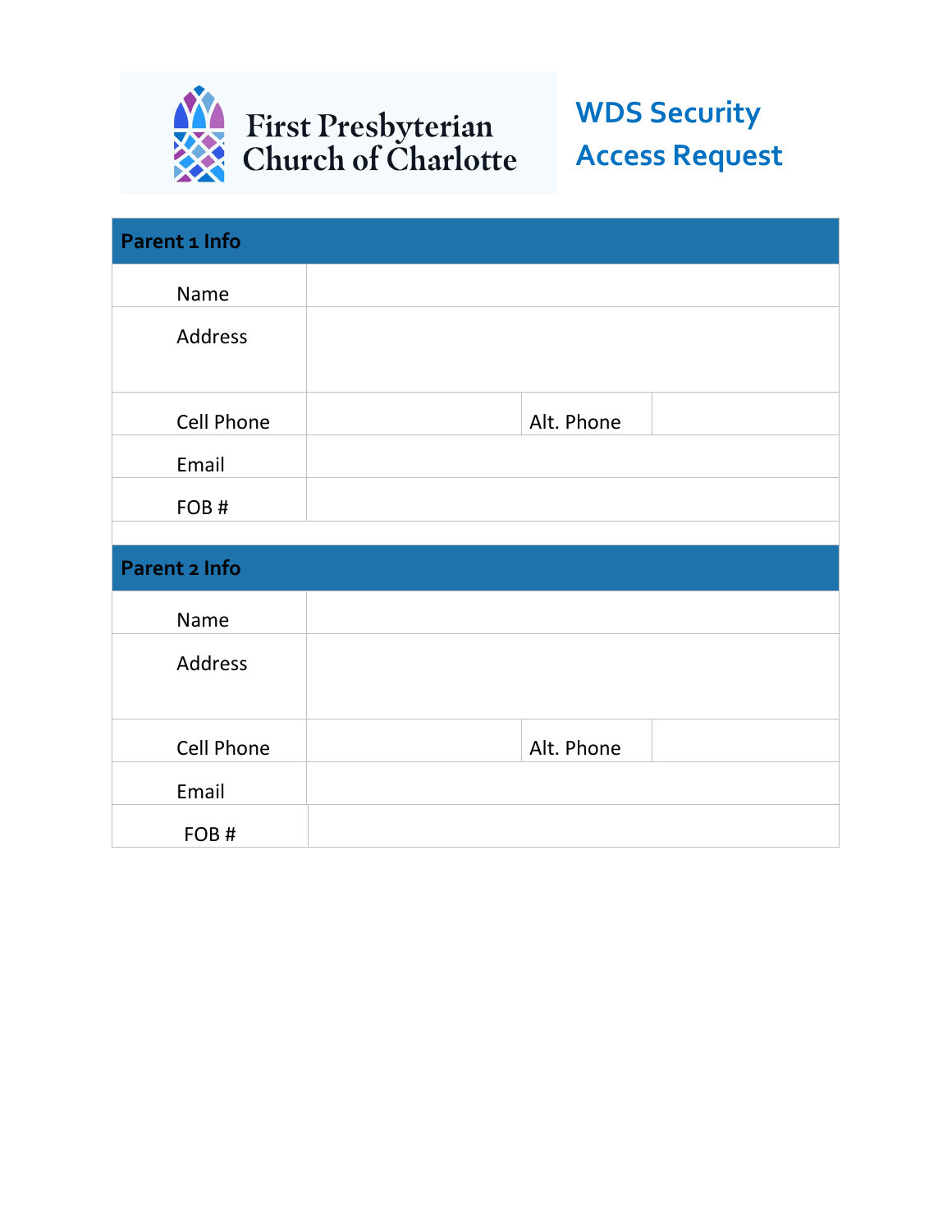First Presbyterian Church of Charlotte

# WDS Security Access Request

| Parent 1 Info | | | |
|---|---|---|---|
| Name | | | |
| Address | | | |
| Cell Phone | | Alt. Phone | |
| Email | | | |
| FOB # | | | |

| Parent 2 Info | | | |
|---|---|---|---|
| Name | | | |
| Address | | | |
| Cell Phone | | Alt. Phone | |
| Email | | | |
| FOB # | | | |